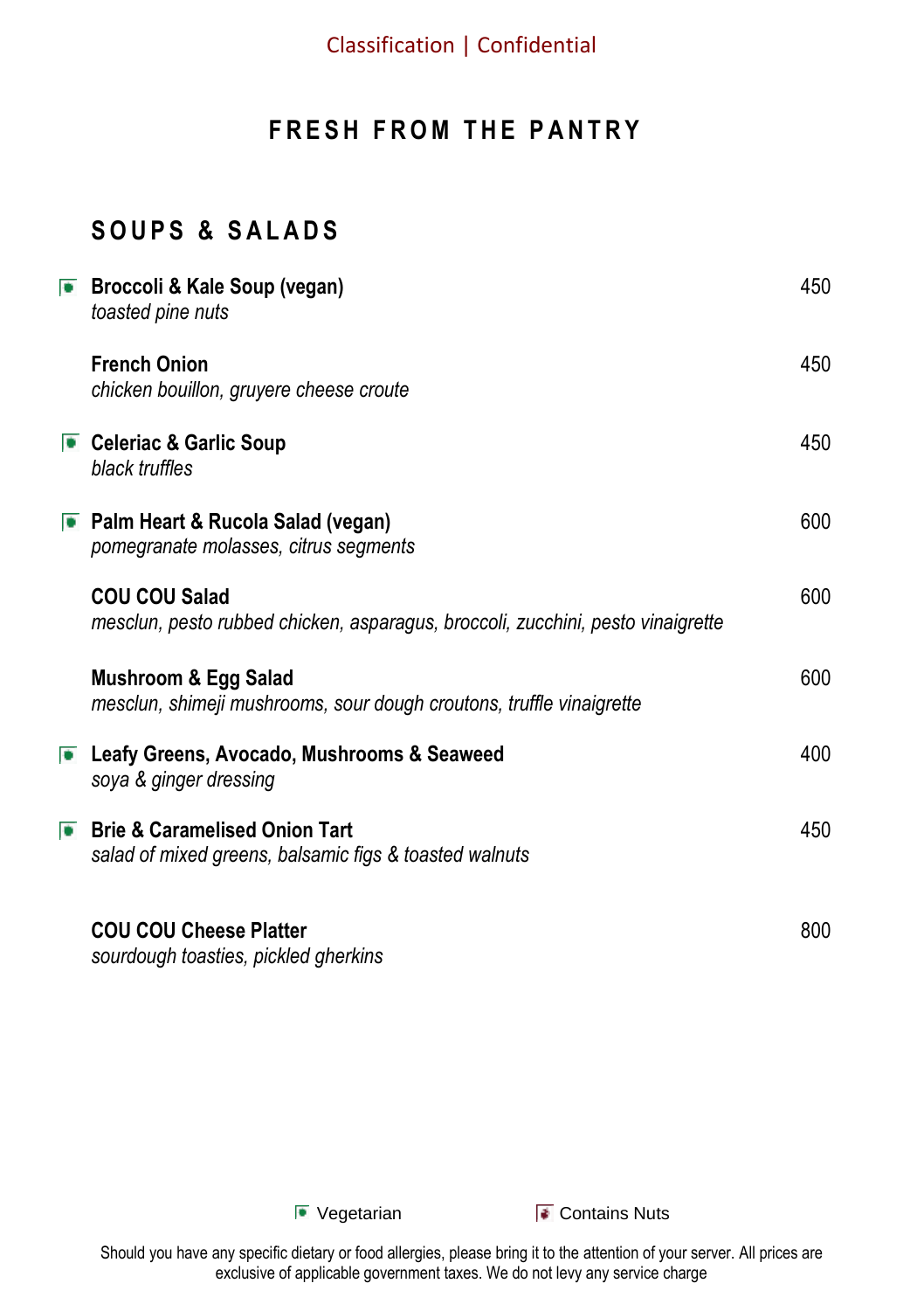Classification | Confidential

# FRESH FROM THE PANTRY

## SOUPS & SALADS

🟩 **Broccoli & Kale Soup (vegan)** — 450
*toasted pine nuts*

**French Onion** — 450
*chicken bouillon, gruyere cheese croute*

🟩 **Celeriac & Garlic Soup** — 450
*black truffles*

🟩 **Palm Heart & Rucola Salad (vegan)** — 600
*pomegranate molasses, citrus segments*

**COU COU Salad** — 600
*mesclun, pesto rubbed chicken, asparagus, broccoli, zucchini, pesto vinaigrette*

**Mushroom & Egg Salad** — 600
*mesclun, shimeji mushrooms, sour dough croutons, truffle vinaigrette*

🟩 **Leafy Greens, Avocado, Mushrooms & Seaweed** — 400
*soya & ginger dressing*

🟩 **Brie & Caramelised Onion Tart** — 450
*salad of mixed greens, balsamic figs & toasted walnuts*

**COU COU Cheese Platter** — 800
*sourdough toasties, pickled gherkins*

🟩 Vegetarian    🟥 Contains Nuts

Should you have any specific dietary or food allergies, please bring it to the attention of your server. All prices are exclusive of applicable government taxes. We do not levy any service charge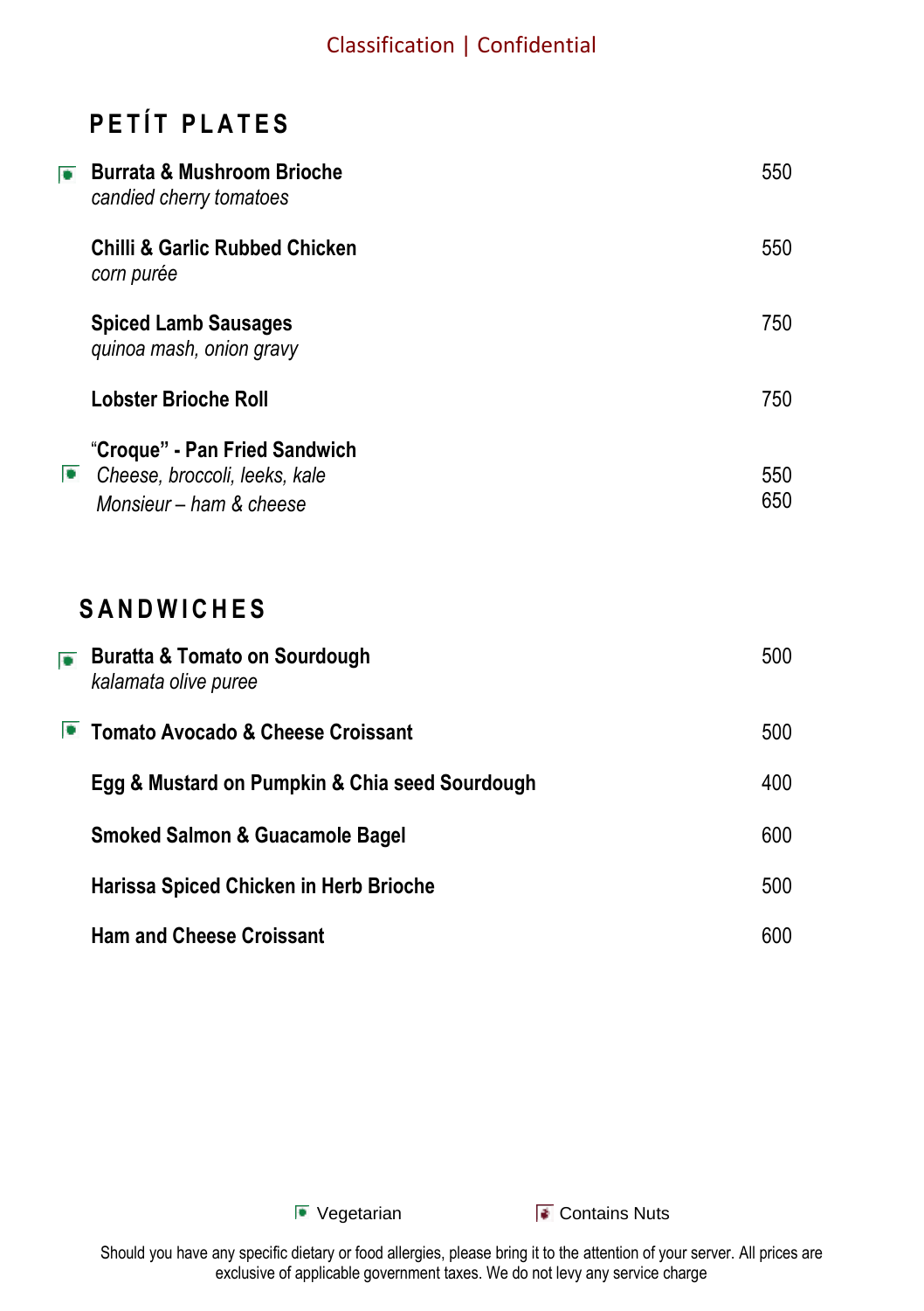## PETÍT PLATES

| Item | Price |
|---|---|
| **Burrata & Mushroom Brioche** (Vegetarian) *candied cherry tomatoes* | 550 |
| **Chilli & Garlic Rubbed Chicken** *corn purée* | 550 |
| **Spiced Lamb Sausages** *quinoa mash, onion gravy* | 750 |
| **Lobster Brioche Roll** | 750 |
| **"Croque" - Pan Fried Sandwich** | |
| *Cheese, broccoli, leeks, kale* (Vegetarian) | 550 |
| *Monsieur – ham & cheese* | 650 |

## SANDWICHES

| Item | Price |
|---|---|
| **Buratta & Tomato on Sourdough** (Vegetarian) *kalamata olive puree* | 500 |
| **Tomato Avocado & Cheese Croissant** (Vegetarian) | 500 |
| **Egg & Mustard on Pumpkin & Chia seed Sourdough** | 400 |
| **Smoked Salmon & Guacamole Bagel** | 600 |
| **Harissa Spiced Chicken in Herb Brioche** | 500 |
| **Ham and Cheese Croissant** | 600 |

Vegetarian    Contains Nuts

Should you have any specific dietary or food allergies, please bring it to the attention of your server. All prices are exclusive of applicable government taxes. We do not levy any service charge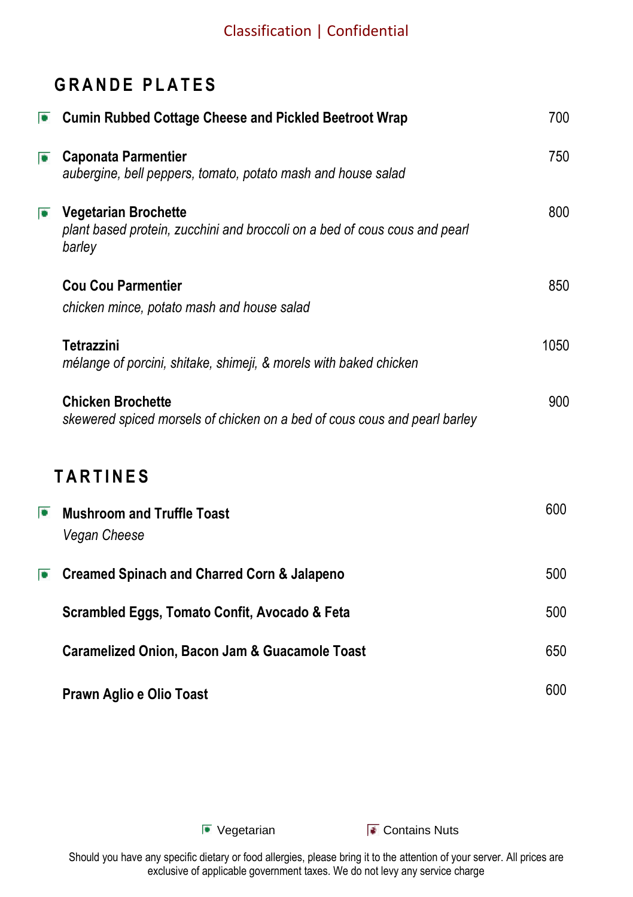Classification | Confidential

## GRANDE PLATES

- 🟩 **Cumin Rubbed Cottage Cheese and Pickled Beetroot Wrap** — 700
- 🟩 **Caponata Parmentier** — 750
  *aubergine, bell peppers, tomato, potato mash and house salad*
- 🟩 **Vegetarian Brochette** — 800
  *plant based protein, zucchini and broccoli on a bed of cous cous and pearl barley*
- **Cou Cou Parmentier** — 850
  *chicken mince, potato mash and house salad*
- **Tetrazzini** — 1050
  *mélange of porcini, shitake, shimeji, & morels with baked chicken*
- **Chicken Brochette** — 900
  *skewered spiced morsels of chicken on a bed of cous cous and pearl barley*

## TARTINES

- 🟩 **Mushroom and Truffle Toast** — 600
  *Vegan Cheese*
- 🟩 **Creamed Spinach and Charred Corn & Jalapeno** — 500
- **Scrambled Eggs, Tomato Confit, Avocado & Feta** — 500
- **Caramelized Onion, Bacon Jam & Guacamole Toast** — 650
- **Prawn Aglio e Olio Toast** — 600

🟩 Vegetarian    🟥 Contains Nuts

Should you have any specific dietary or food allergies, please bring it to the attention of your server. All prices are exclusive of applicable government taxes. We do not levy any service charge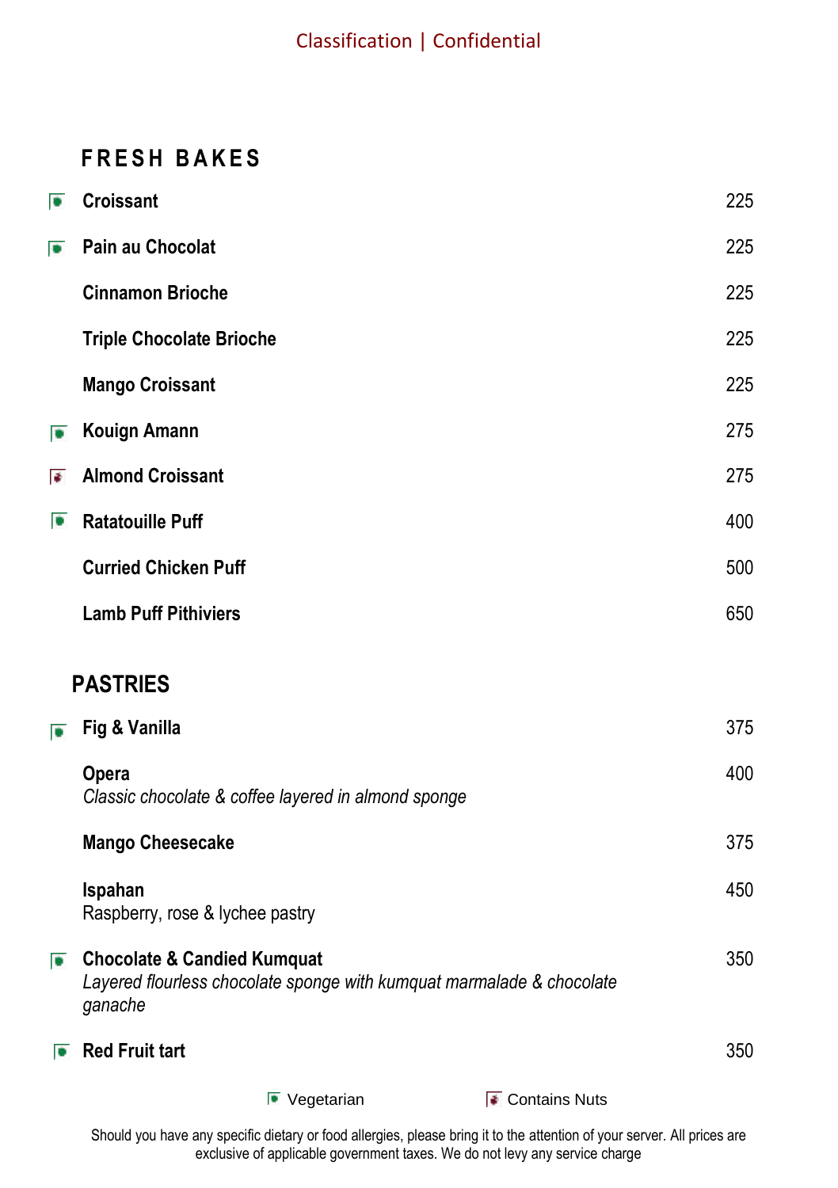## FRESH BAKES

| | Item | Price |
|---|---|---|
| Vegetarian | **Croissant** | 225 |
| Vegetarian | **Pain au Chocolat** | 225 |
| | **Cinnamon Brioche** | 225 |
| | **Triple Chocolate Brioche** | 225 |
| | **Mango Croissant** | 225 |
| Vegetarian | **Kouign Amann** | 275 |
| Contains Nuts | **Almond Croissant** | 275 |
| Vegetarian | **Ratatouille Puff** | 400 |
| | **Curried Chicken Puff** | 500 |
| | **Lamb Puff Pithiviers** | 650 |

## PASTRIES

| | Item | Price |
|---|---|---|
| Vegetarian | **Fig & Vanilla** | 375 |
| | **Opera**<br>*Classic chocolate & coffee layered in almond sponge* | 400 |
| | **Mango Cheesecake** | 375 |
| | **Ispahan**<br>Raspberry, rose & lychee pastry | 450 |
| Vegetarian | **Chocolate & Candied Kumquat**<br>*Layered flourless chocolate sponge with kumquat marmalade & chocolate ganache* | 350 |
| Vegetarian | **Red Fruit tart** | 350 |

Vegetarian | Contains Nuts

Should you have any specific dietary or food allergies, please bring it to the attention of your server. All prices are exclusive of applicable government taxes. We do not levy any service charge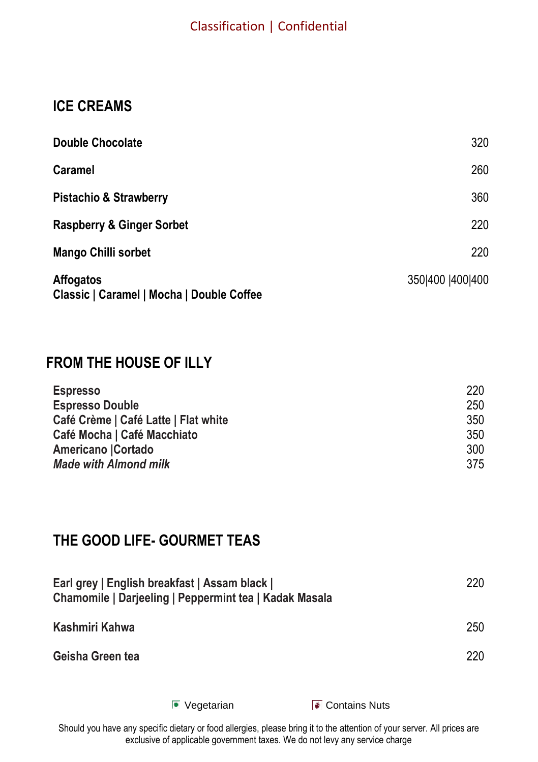## ICE CREAMS

| Item | Price |
|---|---|
| **Double Chocolate** | 320 |
| **Caramel** | 260 |
| **Pistachio & Strawberry** | 360 |
| **Raspberry & Ginger Sorbet** | 220 |
| **Mango Chilli sorbet** | 220 |
| **Affogatos**<br>**Classic \| Caramel \| Mocha \| Double Coffee** | 350\|400 \|400\|400 |

## FROM THE HOUSE OF ILLY

| Item | Price |
|---|---|
| **Espresso** | 220 |
| **Espresso Double** | 250 |
| **Café Crème \| Café Latte \| Flat white** | 350 |
| **Café Mocha \| Café Macchiato** | 350 |
| **Americano \|Cortado** | 300 |
| ***Made with Almond milk*** | 375 |

## THE GOOD LIFE- GOURMET TEAS

| Item | Price |
|---|---|
| **Earl grey \| English breakfast \| Assam black \|**<br>**Chamomile \| Darjeeling \| Peppermint tea \| Kadak Masala** | 220 |
| **Kashmiri Kahwa** | 250 |
| **Geisha Green tea** | 220 |

Vegetarian Contains Nuts

Should you have any specific dietary or food allergies, please bring it to the attention of your server. All prices are exclusive of applicable government taxes. We do not levy any service charge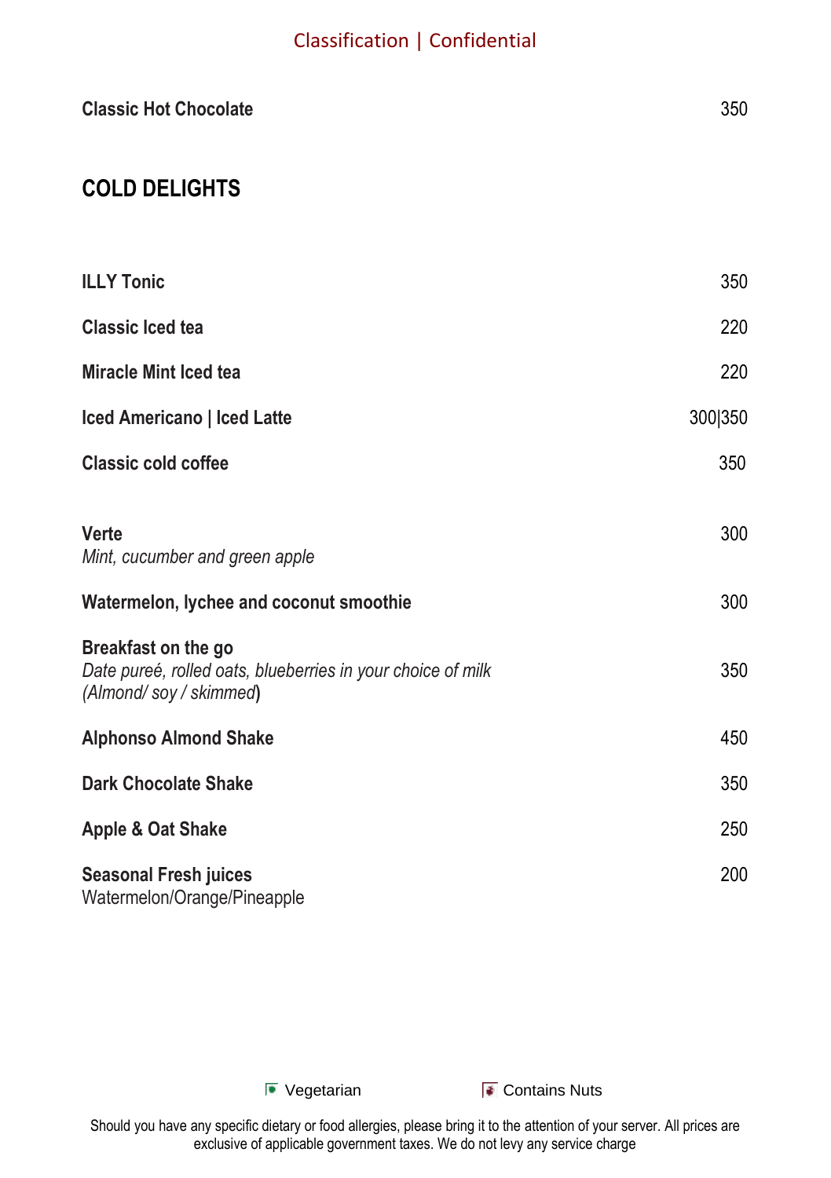**Classic Hot Chocolate** 350

## COLD DELIGHTS

**ILLY Tonic** 350

**Classic Iced tea** 220

**Miracle Mint Iced tea** 220

**Iced Americano | Iced Latte** 300|350

**Classic cold coffee** 350

**Verte** 300
*Mint, cucumber and green apple*

**Watermelon, lychee and coconut smoothie** 300

**Breakfast on the go**
*Date pureé, rolled oats, blueberries in your choice of milk (Almond/ soy / skimmed*) 350

**Alphonso Almond Shake** 450

**Dark Chocolate Shake** 350

**Apple & Oat Shake** 250

**Seasonal Fresh juices** 200
Watermelon/Orange/Pineapple

Vegetarian    Contains Nuts

Should you have any specific dietary or food allergies, please bring it to the attention of your server. All prices are exclusive of applicable government taxes. We do not levy any service charge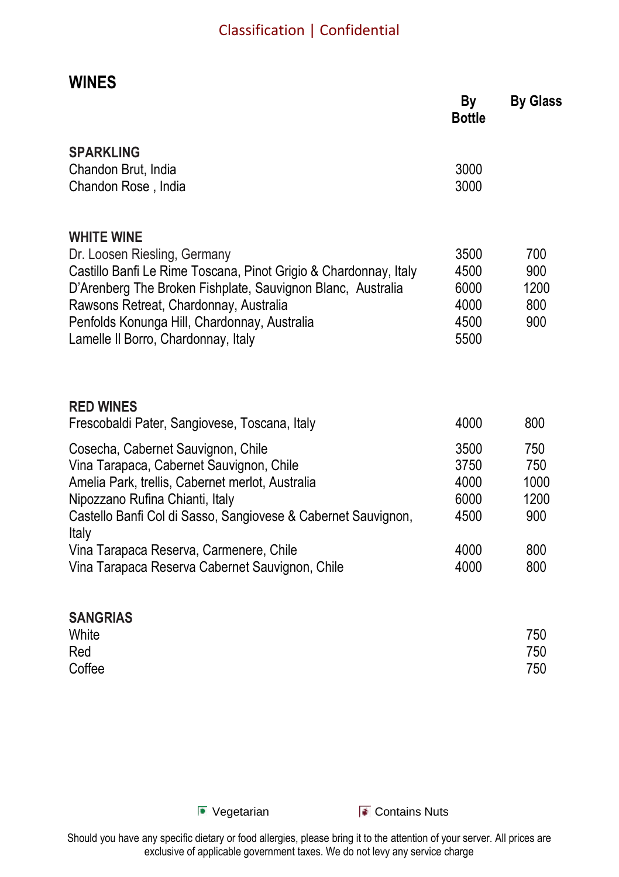## WINES

| | By Bottle | By Glass |
|---|---|---|
| **SPARKLING** | | |
| Chandon Brut, India | 3000 | |
| Chandon Rose , India | 3000 | |
| **WHITE WINE** | | |
| Dr. Loosen Riesling, Germany | 3500 | 700 |
| Castillo Banfi Le Rime Toscana, Pinot Grigio & Chardonnay, Italy | 4500 | 900 |
| D'Arenberg The Broken Fishplate, Sauvignon Blanc, Australia | 6000 | 1200 |
| Rawsons Retreat, Chardonnay, Australia | 4000 | 800 |
| Penfolds Konunga Hill, Chardonnay, Australia | 4500 | 900 |
| Lamelle Il Borro, Chardonnay, Italy | 5500 | |
| **RED WINES** | | |
| Frescobaldi Pater, Sangiovese, Toscana, Italy | 4000 | 800 |
| Cosecha, Cabernet Sauvignon, Chile | 3500 | 750 |
| Vina Tarapaca, Cabernet Sauvignon, Chile | 3750 | 750 |
| Amelia Park, trellis, Cabernet merlot, Australia | 4000 | 1000 |
| Nipozzano Rufina Chianti, Italy | 6000 | 1200 |
| Castello Banfi Col di Sasso, Sangiovese & Cabernet Sauvignon, Italy | 4500 | 900 |
| Vina Tarapaca Reserva, Carmenere, Chile | 4000 | 800 |
| Vina Tarapaca Reserva Cabernet Sauvignon, Chile | 4000 | 800 |
| **SANGRIAS** | | |
| White | | 750 |
| Red | | 750 |
| Coffee | | 750 |

Vegetarian    Contains Nuts

Should you have any specific dietary or food allergies, please bring it to the attention of your server. All prices are exclusive of applicable government taxes. We do not levy any service charge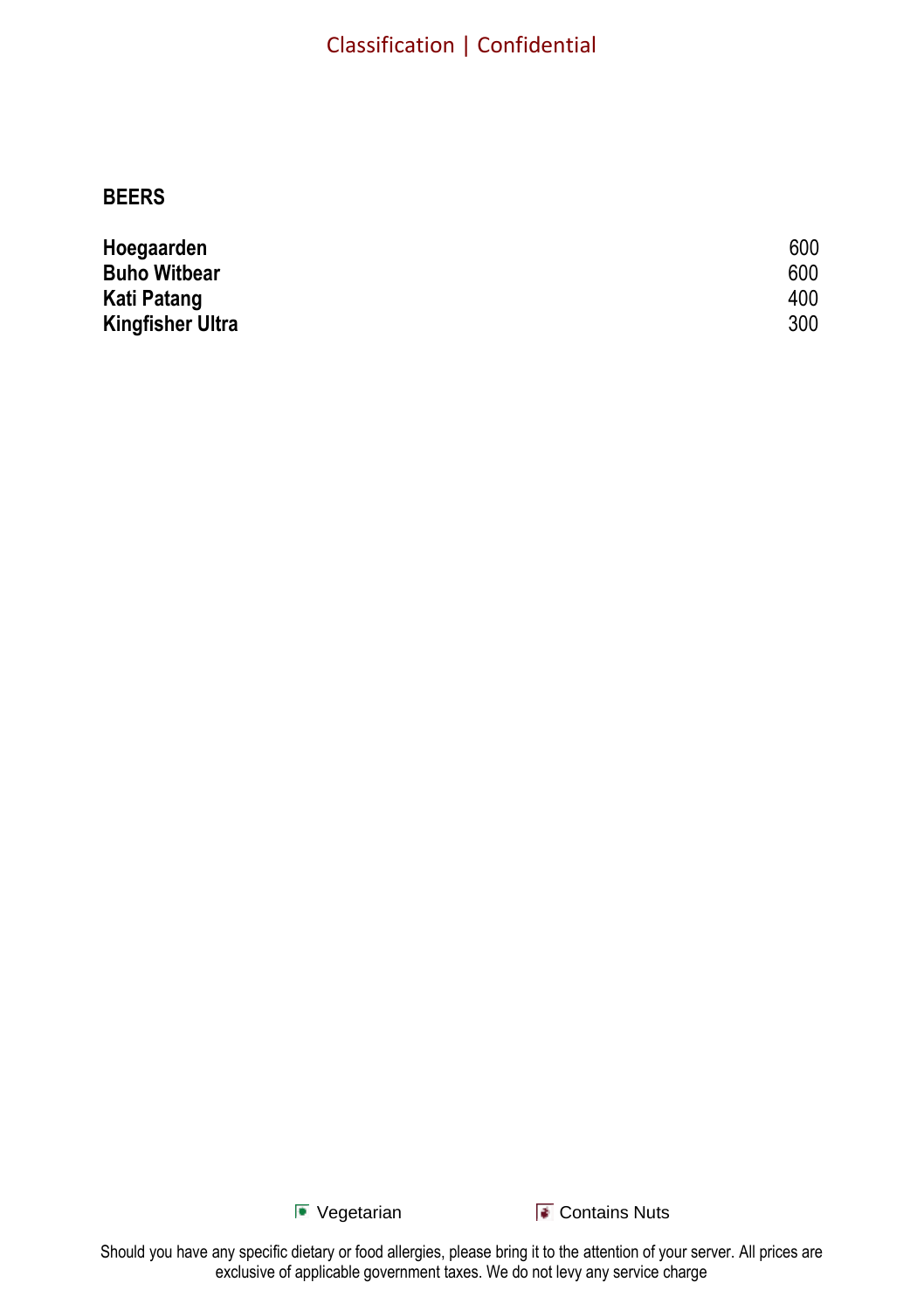## BEERS

| | |
|---|---|
| **Hoegaarden** | 600 |
| **Buho Witbear** | 600 |
| **Kati Patang** | 400 |
| **Kingfisher Ultra** | 300 |

Vegetarian Contains Nuts

Should you have any specific dietary or food allergies, please bring it to the attention of your server. All prices are exclusive of applicable government taxes. We do not levy any service charge